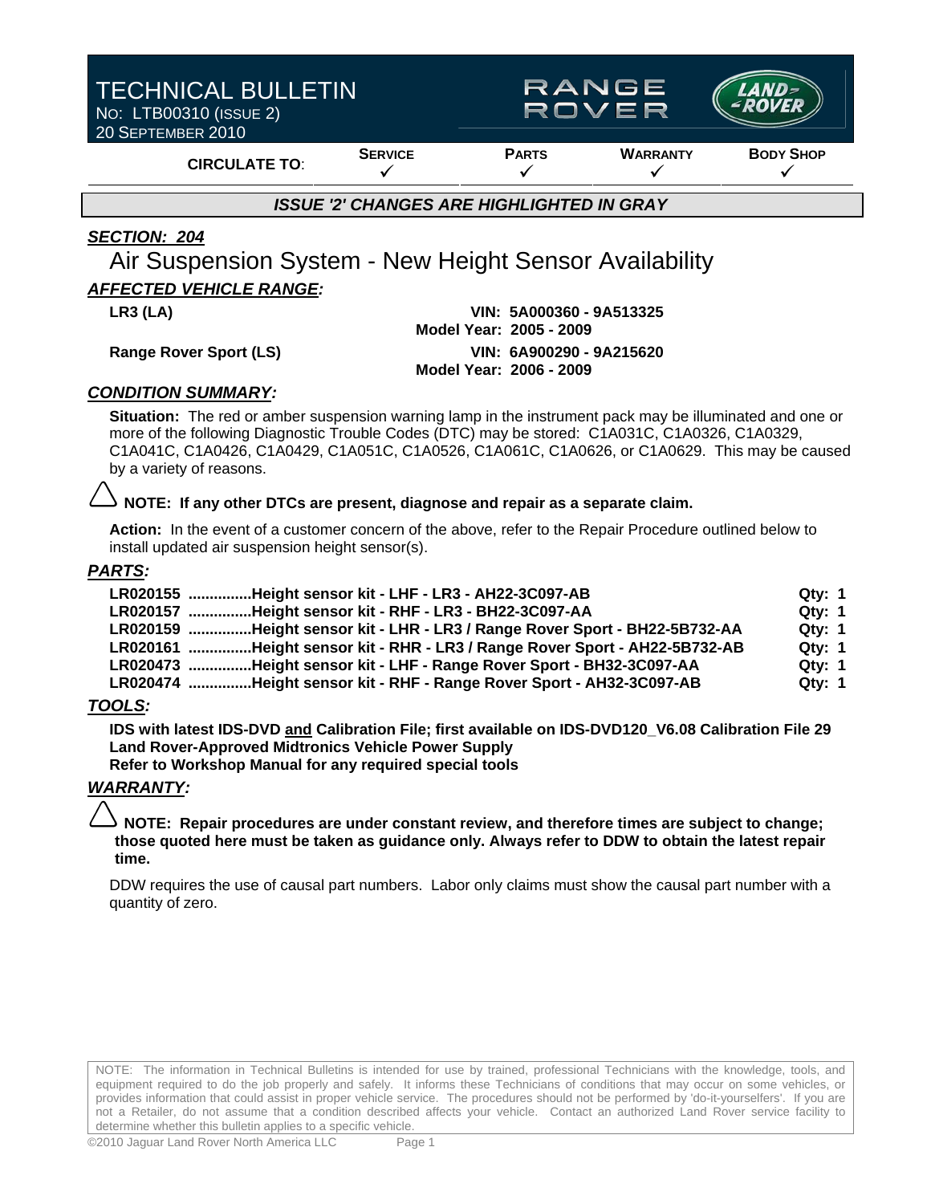# TECHNICAL BULLETIN

NO: LTB00310 (ISSUE 2)
20 SEPTEMBER 2010

RANGE ROVER | LAND ROVER

| CIRCULATE TO: | SERVICE | PARTS | WARRANTY | BODY SHOP |
|---|---|---|---|---|
| | ✓ | ✓ | ✓ | ✓ |

***ISSUE '2' CHANGES ARE HIGHLIGHTED IN GRAY***

***SECTION: 204***

## Air Suspension System - New Height Sensor Availability

***AFFECTED VEHICLE RANGE:***

**LR3 (LA)** — **VIN: 5A000360 - 9A513325**
**Model Year: 2005 - 2009**

**Range Rover Sport (LS)** — **VIN: 6A900290 - 9A215620**
**Model Year: 2006 - 2009**

***CONDITION SUMMARY:***

**Situation:** The red or amber suspension warning lamp in the instrument pack may be illuminated and one or more of the following Diagnostic Trouble Codes (DTC) may be stored: C1A031C, C1A0326, C1A0329, C1A041C, C1A0426, C1A0429, C1A051C, C1A0526, C1A061C, C1A0626, or C1A0629. This may be caused by a variety of reasons.

**NOTE: If any other DTCs are present, diagnose and repair as a separate claim.**

**Action:** In the event of a customer concern of the above, refer to the Repair Procedure outlined below to install updated air suspension height sensor(s).

***PARTS:***

**LR020155 ...............Height sensor kit - LHF - LR3 - AH22-3C097-AB** — **Qty: 1**
**LR020157 ...............Height sensor kit - RHF - LR3 - BH22-3C097-AA** — **Qty: 1**
**LR020159 ...............Height sensor kit - LHR - LR3 / Range Rover Sport - BH22-5B732-AA** — **Qty: 1**
**LR020161 ...............Height sensor kit - RHR - LR3 / Range Rover Sport - AH22-5B732-AB** — **Qty: 1**
**LR020473 ...............Height sensor kit - LHF - Range Rover Sport - BH32-3C097-AA** — **Qty: 1**
**LR020474 ...............Height sensor kit - RHF - Range Rover Sport - AH32-3C097-AB** — **Qty: 1**

***TOOLS:***

**IDS with latest IDS-DVD and Calibration File; first available on IDS-DVD120_V6.08 Calibration File 29**
**Land Rover-Approved Midtronics Vehicle Power Supply**
**Refer to Workshop Manual for any required special tools**

***WARRANTY:***

**NOTE: Repair procedures are under constant review, and therefore times are subject to change; those quoted here must be taken as guidance only. Always refer to DDW to obtain the latest repair time.**

DDW requires the use of causal part numbers. Labor only claims must show the causal part number with a quantity of zero.

NOTE: The information in Technical Bulletins is intended for use by trained, professional Technicians with the knowledge, tools, and equipment required to do the job properly and safely. It informs these Technicians of conditions that may occur on some vehicles, or provides information that could assist in proper vehicle service. The procedures should not be performed by 'do-it-yourselfers'. If you are not a Retailer, do not assume that a condition described affects your vehicle. Contact an authorized Land Rover service facility to determine whether this bulletin applies to a specific vehicle.

©2010 Jaguar Land Rover North America LLC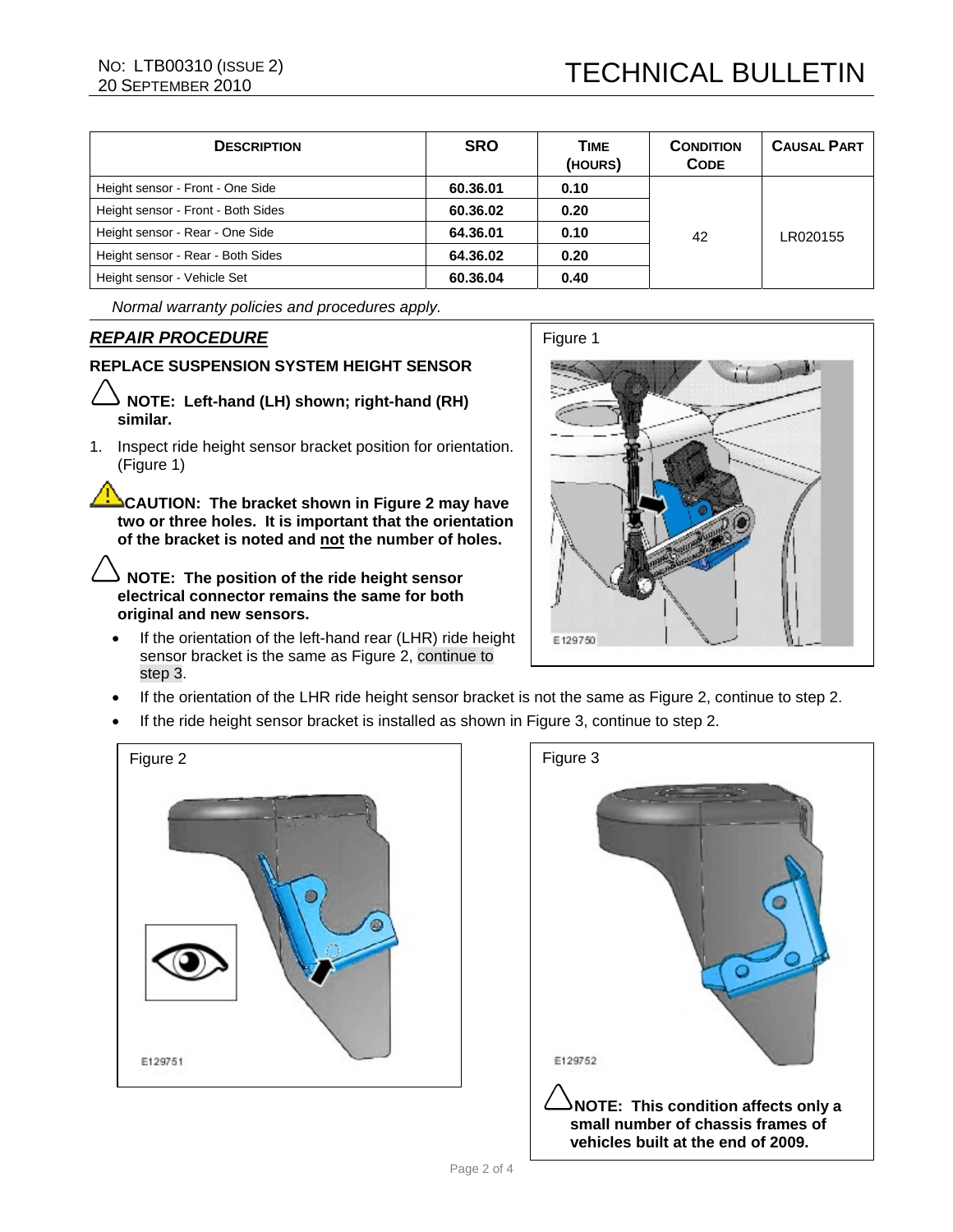| DESCRIPTION | SRO | TIME (HOURS) | CONDITION CODE | CAUSAL PART |
|---|---|---|---|---|
| Height sensor - Front - One Side | 60.36.01 | 0.10 | 42 | LR020155 |
| Height sensor - Front - Both Sides | 60.36.02 | 0.20 | | |
| Height sensor - Rear - One Side | 64.36.01 | 0.10 | | |
| Height sensor - Rear - Both Sides | 64.36.02 | 0.20 | | |
| Height sensor - Vehicle Set | 60.36.04 | 0.40 | | |

*Normal warranty policies and procedures apply.*

## REPAIR PROCEDURE

### REPLACE SUSPENSION SYSTEM HEIGHT SENSOR

**NOTE: Left-hand (LH) shown; right-hand (RH) similar.**

1. Inspect ride height sensor bracket position for orientation. (Figure 1)

**CAUTION: The bracket shown in Figure 2 may have two or three holes. It is important that the orientation of the bracket is noted and not the number of holes.**

**NOTE: The position of the ride height sensor electrical connector remains the same for both original and new sensors.**

- If the orientation of the left-hand rear (LHR) ride height sensor bracket is the same as Figure 2, continue to step 3.
- If the orientation of the LHR ride height sensor bracket is not the same as Figure 2, continue to step 2.
- If the ride height sensor bracket is installed as shown in Figure 3, continue to step 2.

Figure 1

E129750

Figure 2

E129751

Figure 3

E129752

**NOTE: This condition affects only a small number of chassis frames of vehicles built at the end of 2009.**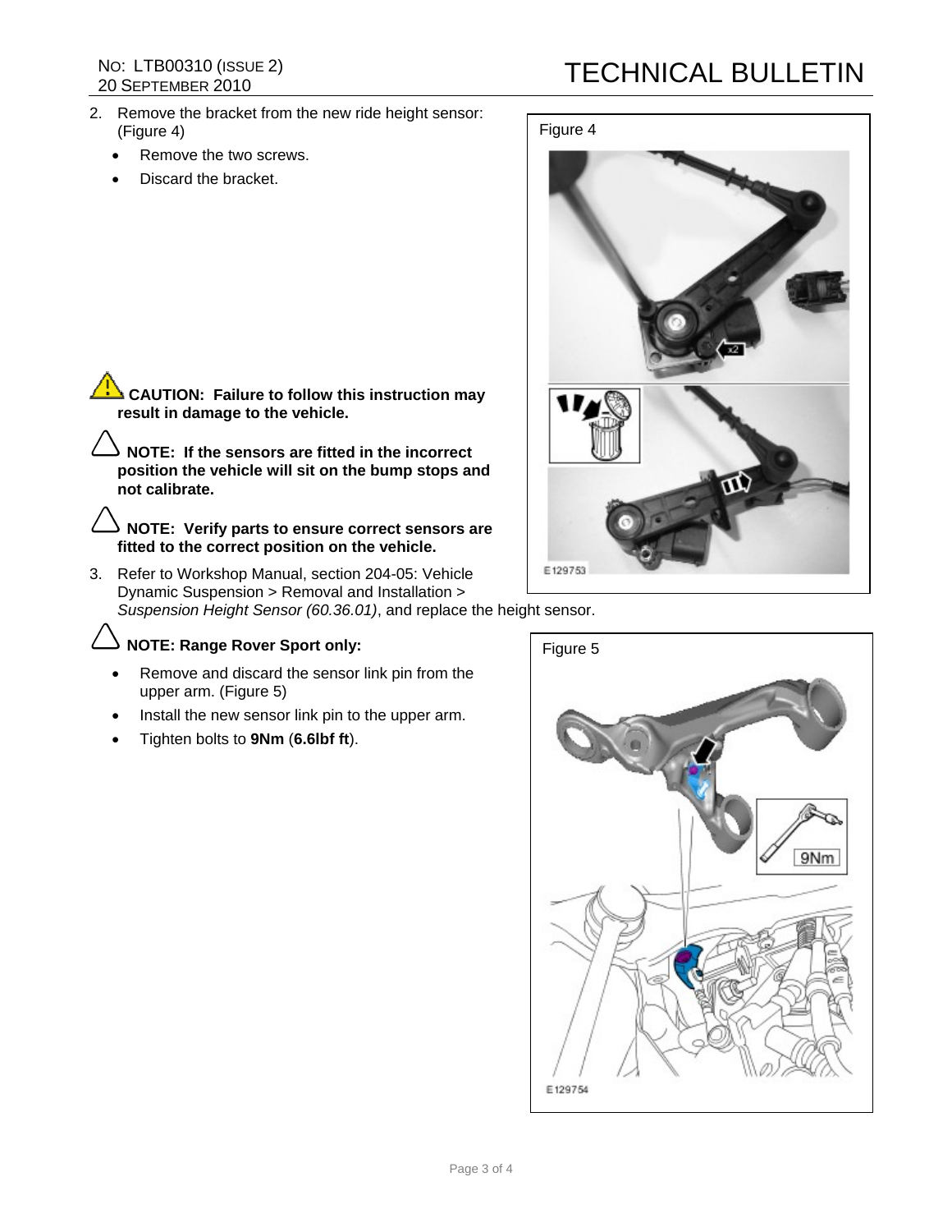2. Remove the bracket from the new ride height sensor: (Figure 4)
   - Remove the two screws.
   - Discard the bracket.

**CAUTION: Failure to follow this instruction may result in damage to the vehicle.**

**NOTE: If the sensors are fitted in the incorrect position the vehicle will sit on the bump stops and not calibrate.**

**NOTE: Verify parts to ensure correct sensors are fitted to the correct position on the vehicle.**

3. Refer to Workshop Manual, section 204-05: Vehicle Dynamic Suspension > Removal and Installation > *Suspension Height Sensor (60.36.01)*, and replace the height sensor.

**NOTE: Range Rover Sport only:**

- Remove and discard the sensor link pin from the upper arm. (Figure 5)
- Install the new sensor link pin to the upper arm.
- Tighten bolts to **9Nm** (**6.6lbf ft**).

Figure 4

E129753

Figure 5

E129754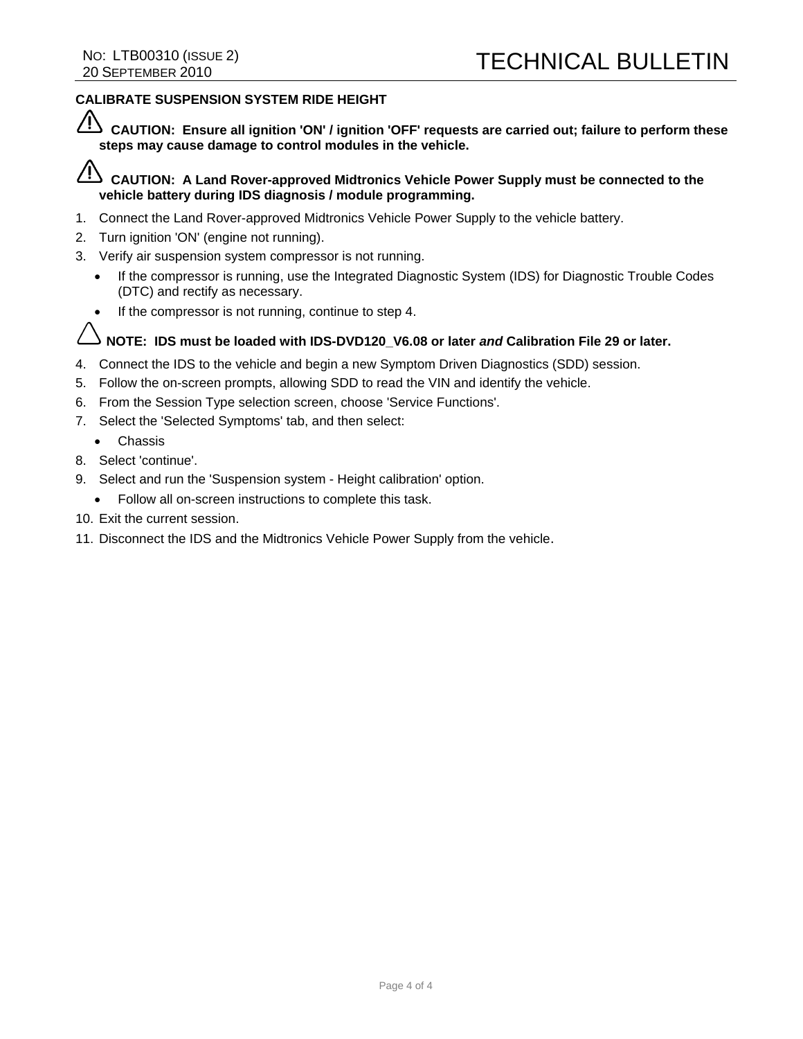## CALIBRATE SUSPENSION SYSTEM RIDE HEIGHT

**CAUTION: Ensure all ignition 'ON' / ignition 'OFF' requests are carried out; failure to perform these steps may cause damage to control modules in the vehicle.**

**CAUTION: A Land Rover-approved Midtronics Vehicle Power Supply must be connected to the vehicle battery during IDS diagnosis / module programming.**

1. Connect the Land Rover-approved Midtronics Vehicle Power Supply to the vehicle battery.
2. Turn ignition 'ON' (engine not running).
3. Verify air suspension system compressor is not running.
   - If the compressor is running, use the Integrated Diagnostic System (IDS) for Diagnostic Trouble Codes (DTC) and rectify as necessary.
   - If the compressor is not running, continue to step 4.

**NOTE: IDS must be loaded with IDS-DVD120_V6.08 or later *and* Calibration File 29 or later.**

4. Connect the IDS to the vehicle and begin a new Symptom Driven Diagnostics (SDD) session.
5. Follow the on-screen prompts, allowing SDD to read the VIN and identify the vehicle.
6. From the Session Type selection screen, choose 'Service Functions'.
7. Select the 'Selected Symptoms' tab, and then select:
   - Chassis
8. Select 'continue'.
9. Select and run the 'Suspension system - Height calibration' option.
   - Follow all on-screen instructions to complete this task.
10. Exit the current session.
11. Disconnect the IDS and the Midtronics Vehicle Power Supply from the vehicle.